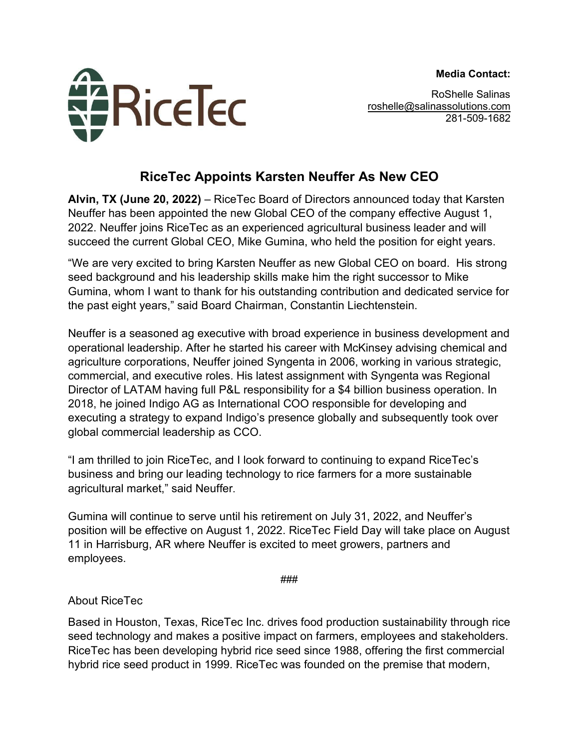RiceTec

**Media Contact:**

RoShelle Salinas
roshelle@salinassolutions.com
281-509-1682

# RiceTec Appoints Karsten Neuffer As New CEO

**Alvin, TX (June 20, 2022)** – RiceTec Board of Directors announced today that Karsten Neuffer has been appointed the new Global CEO of the company effective August 1, 2022. Neuffer joins RiceTec as an experienced agricultural business leader and will succeed the current Global CEO, Mike Gumina, who held the position for eight years.

"We are very excited to bring Karsten Neuffer as new Global CEO on board. His strong seed background and his leadership skills make him the right successor to Mike Gumina, whom I want to thank for his outstanding contribution and dedicated service for the past eight years," said Board Chairman, Constantin Liechtenstein.

Neuffer is a seasoned ag executive with broad experience in business development and operational leadership. After he started his career with McKinsey advising chemical and agriculture corporations, Neuffer joined Syngenta in 2006, working in various strategic, commercial, and executive roles. His latest assignment with Syngenta was Regional Director of LATAM having full P&L responsibility for a $4 billion business operation. In 2018, he joined Indigo AG as International COO responsible for developing and executing a strategy to expand Indigo's presence globally and subsequently took over global commercial leadership as CCO.

"I am thrilled to join RiceTec, and I look forward to continuing to expand RiceTec's business and bring our leading technology to rice farmers for a more sustainable agricultural market," said Neuffer.

Gumina will continue to serve until his retirement on July 31, 2022, and Neuffer's position will be effective on August 1, 2022. RiceTec Field Day will take place on August 11 in Harrisburg, AR where Neuffer is excited to meet growers, partners and employees.

###

About RiceTec

Based in Houston, Texas, RiceTec Inc. drives food production sustainability through rice seed technology and makes a positive impact on farmers, employees and stakeholders. RiceTec has been developing hybrid rice seed since 1988, offering the first commercial hybrid rice seed product in 1999. RiceTec was founded on the premise that modern,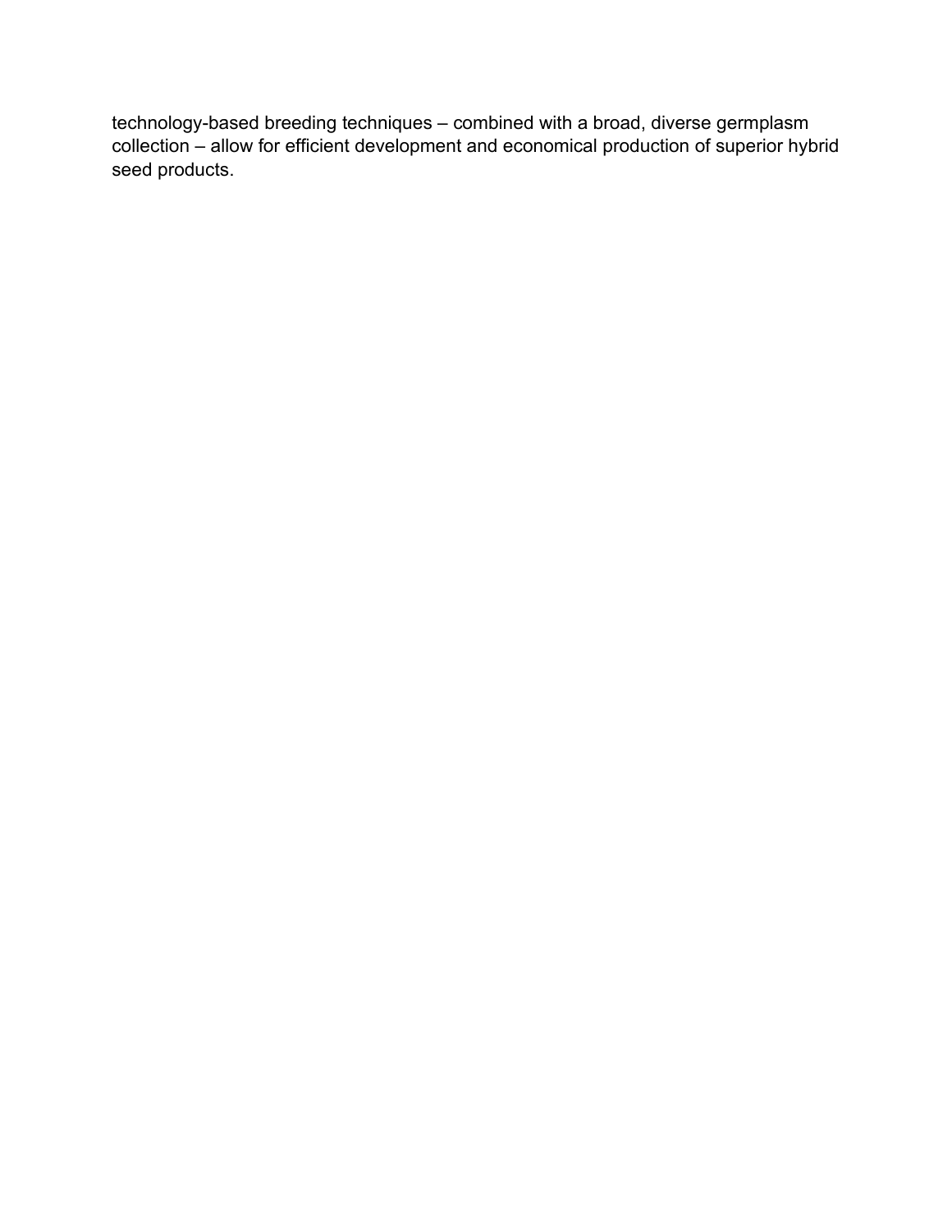technology-based breeding techniques – combined with a broad, diverse germplasm collection – allow for efficient development and economical production of superior hybrid seed products.